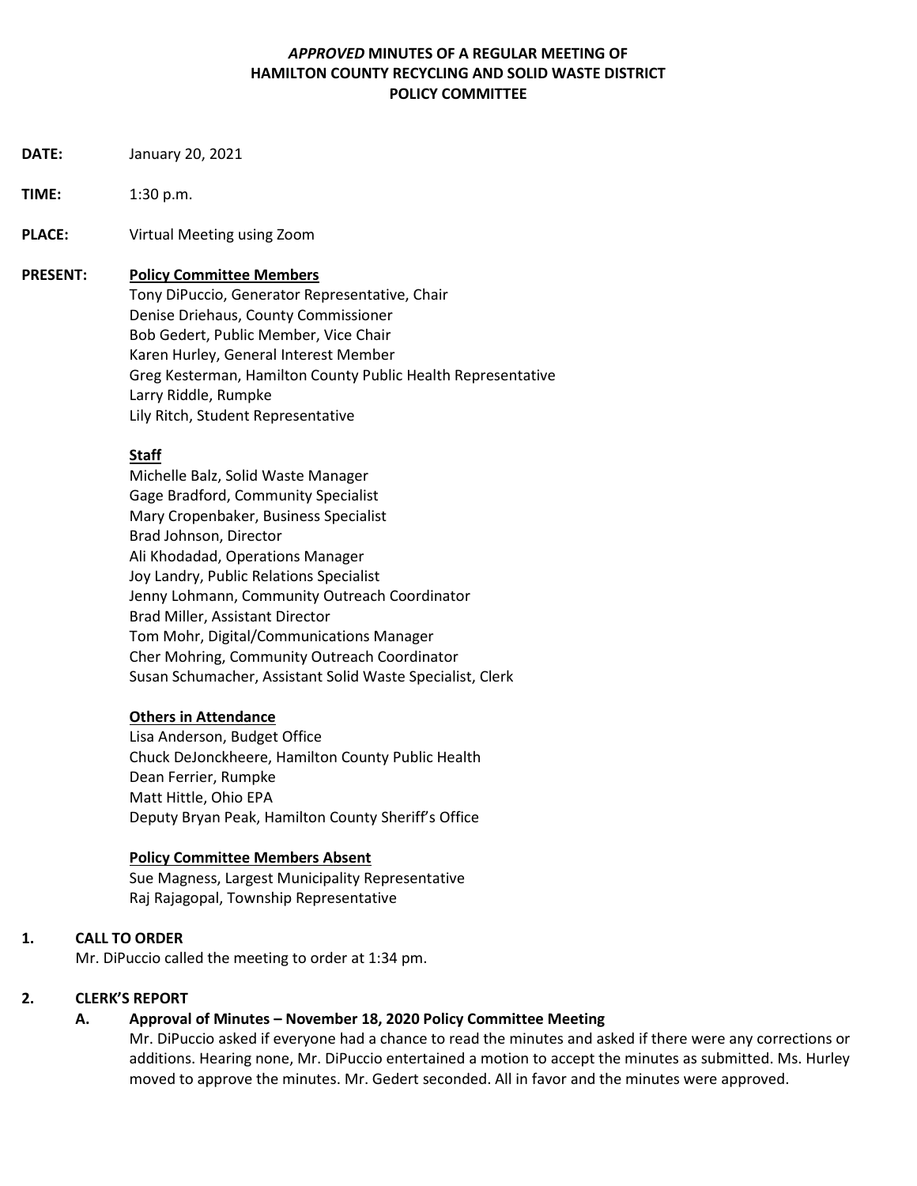# *APPROVED* MINUTES OF A REGULAR MEETING OF HAMILTON COUNTY RECYCLING AND SOLID WASTE DISTRICT POLICY COMMITTEE

**DATE:** January 20, 2021

**TIME:** 1:30 p.m.

**PLACE:** Virtual Meeting using Zoom

**PRESENT:**

**Policy Committee Members**

Tony DiPuccio, Generator Representative, Chair
Denise Driehaus, County Commissioner
Bob Gedert, Public Member, Vice Chair
Karen Hurley, General Interest Member
Greg Kesterman, Hamilton County Public Health Representative
Larry Riddle, Rumpke
Lily Ritch, Student Representative

**Staff**

Michelle Balz, Solid Waste Manager
Gage Bradford, Community Specialist
Mary Cropenbaker, Business Specialist
Brad Johnson, Director
Ali Khodadad, Operations Manager
Joy Landry, Public Relations Specialist
Jenny Lohmann, Community Outreach Coordinator
Brad Miller, Assistant Director
Tom Mohr, Digital/Communications Manager
Cher Mohring, Community Outreach Coordinator
Susan Schumacher, Assistant Solid Waste Specialist, Clerk

**Others in Attendance**

Lisa Anderson, Budget Office
Chuck DeJonckheere, Hamilton County Public Health
Dean Ferrier, Rumpke
Matt Hittle, Ohio EPA
Deputy Bryan Peak, Hamilton County Sheriff's Office

**Policy Committee Members Absent**

Sue Magness, Largest Municipality Representative
Raj Rajagopal, Township Representative

## 1. CALL TO ORDER

Mr. DiPuccio called the meeting to order at 1:34 pm.

## 2. CLERK'S REPORT

### A. Approval of Minutes – November 18, 2020 Policy Committee Meeting

Mr. DiPuccio asked if everyone had a chance to read the minutes and asked if there were any corrections or additions. Hearing none, Mr. DiPuccio entertained a motion to accept the minutes as submitted. Ms. Hurley moved to approve the minutes. Mr. Gedert seconded. All in favor and the minutes were approved.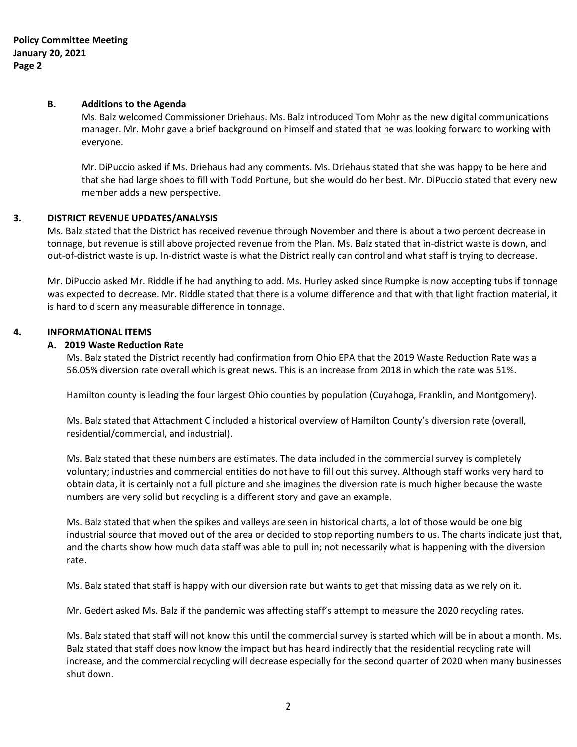**B. Additions to the Agenda**

Ms. Balz welcomed Commissioner Driehaus. Ms. Balz introduced Tom Mohr as the new digital communications manager. Mr. Mohr gave a brief background on himself and stated that he was looking forward to working with everyone.

Mr. DiPuccio asked if Ms. Driehaus had any comments. Ms. Driehaus stated that she was happy to be here and that she had large shoes to fill with Todd Portune, but she would do her best. Mr. DiPuccio stated that every new member adds a new perspective.

## 3. DISTRICT REVENUE UPDATES/ANALYSIS

Ms. Balz stated that the District has received revenue through November and there is about a two percent decrease in tonnage, but revenue is still above projected revenue from the Plan. Ms. Balz stated that in-district waste is down, and out-of-district waste is up. In-district waste is what the District really can control and what staff is trying to decrease.

Mr. DiPuccio asked Mr. Riddle if he had anything to add. Ms. Hurley asked since Rumpke is now accepting tubs if tonnage was expected to decrease. Mr. Riddle stated that there is a volume difference and that with that light fraction material, it is hard to discern any measurable difference in tonnage.

## 4. INFORMATIONAL ITEMS

### A. 2019 Waste Reduction Rate

Ms. Balz stated the District recently had confirmation from Ohio EPA that the 2019 Waste Reduction Rate was a 56.05% diversion rate overall which is great news. This is an increase from 2018 in which the rate was 51%.

Hamilton county is leading the four largest Ohio counties by population (Cuyahoga, Franklin, and Montgomery).

Ms. Balz stated that Attachment C included a historical overview of Hamilton County's diversion rate (overall, residential/commercial, and industrial).

Ms. Balz stated that these numbers are estimates. The data included in the commercial survey is completely voluntary; industries and commercial entities do not have to fill out this survey. Although staff works very hard to obtain data, it is certainly not a full picture and she imagines the diversion rate is much higher because the waste numbers are very solid but recycling is a different story and gave an example.

Ms. Balz stated that when the spikes and valleys are seen in historical charts, a lot of those would be one big industrial source that moved out of the area or decided to stop reporting numbers to us. The charts indicate just that, and the charts show how much data staff was able to pull in; not necessarily what is happening with the diversion rate.

Ms. Balz stated that staff is happy with our diversion rate but wants to get that missing data as we rely on it.

Mr. Gedert asked Ms. Balz if the pandemic was affecting staff's attempt to measure the 2020 recycling rates.

Ms. Balz stated that staff will not know this until the commercial survey is started which will be in about a month. Ms. Balz stated that staff does now know the impact but has heard indirectly that the residential recycling rate will increase, and the commercial recycling will decrease especially for the second quarter of 2020 when many businesses shut down.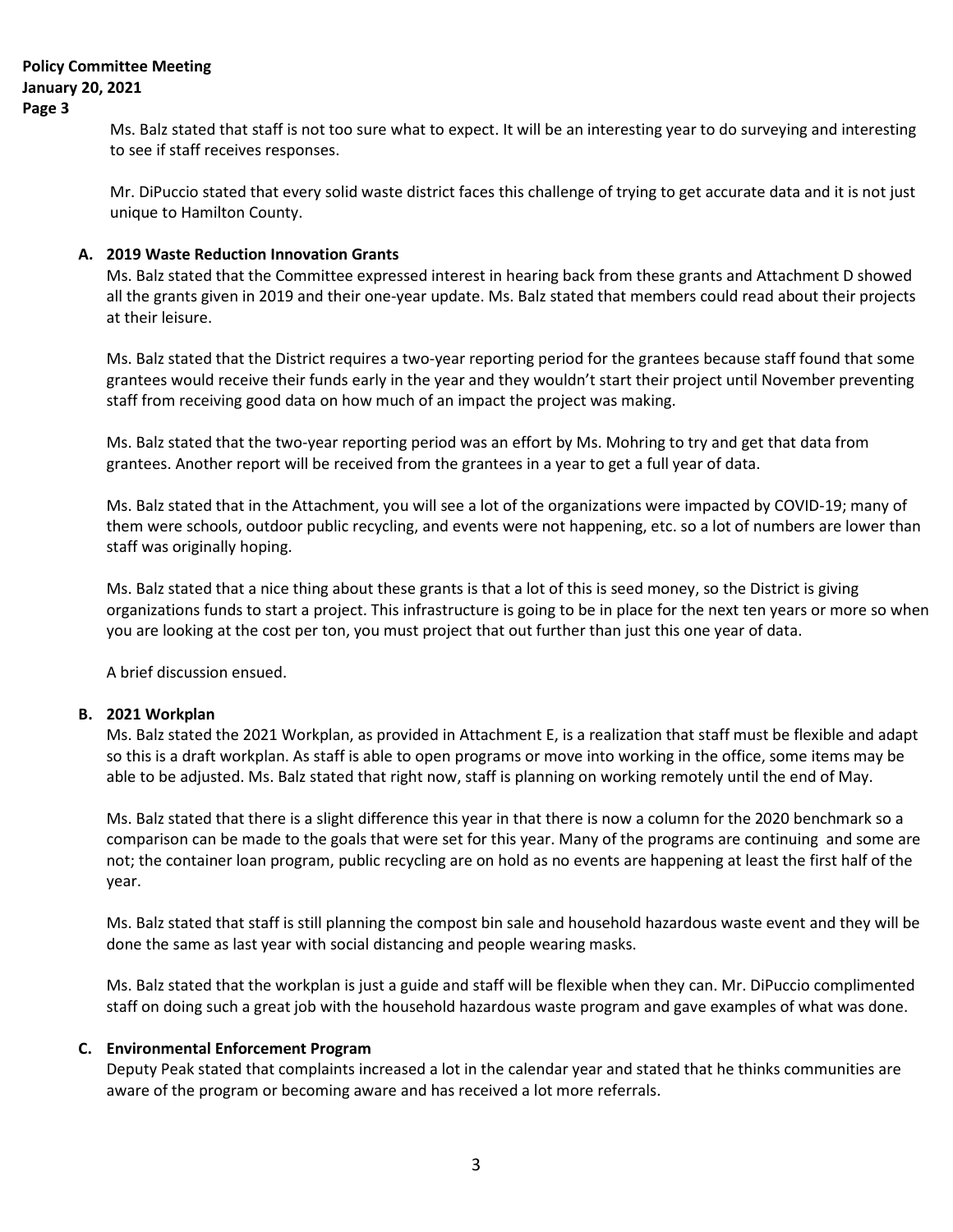Ms. Balz stated that staff is not too sure what to expect. It will be an interesting year to do surveying and interesting to see if staff receives responses.

Mr. DiPuccio stated that every solid waste district faces this challenge of trying to get accurate data and it is not just unique to Hamilton County.

**A. 2019 Waste Reduction Innovation Grants**

Ms. Balz stated that the Committee expressed interest in hearing back from these grants and Attachment D showed all the grants given in 2019 and their one-year update. Ms. Balz stated that members could read about their projects at their leisure.

Ms. Balz stated that the District requires a two-year reporting period for the grantees because staff found that some grantees would receive their funds early in the year and they wouldn't start their project until November preventing staff from receiving good data on how much of an impact the project was making.

Ms. Balz stated that the two-year reporting period was an effort by Ms. Mohring to try and get that data from grantees. Another report will be received from the grantees in a year to get a full year of data.

Ms. Balz stated that in the Attachment, you will see a lot of the organizations were impacted by COVID-19; many of them were schools, outdoor public recycling, and events were not happening, etc. so a lot of numbers are lower than staff was originally hoping.

Ms. Balz stated that a nice thing about these grants is that a lot of this is seed money, so the District is giving organizations funds to start a project. This infrastructure is going to be in place for the next ten years or more so when you are looking at the cost per ton, you must project that out further than just this one year of data.

A brief discussion ensued.

**B. 2021 Workplan**

Ms. Balz stated the 2021 Workplan, as provided in Attachment E, is a realization that staff must be flexible and adapt so this is a draft workplan. As staff is able to open programs or move into working in the office, some items may be able to be adjusted. Ms. Balz stated that right now, staff is planning on working remotely until the end of May.

Ms. Balz stated that there is a slight difference this year in that there is now a column for the 2020 benchmark so a comparison can be made to the goals that were set for this year. Many of the programs are continuing and some are not; the container loan program, public recycling are on hold as no events are happening at least the first half of the year.

Ms. Balz stated that staff is still planning the compost bin sale and household hazardous waste event and they will be done the same as last year with social distancing and people wearing masks.

Ms. Balz stated that the workplan is just a guide and staff will be flexible when they can. Mr. DiPuccio complimented staff on doing such a great job with the household hazardous waste program and gave examples of what was done.

**C. Environmental Enforcement Program**

Deputy Peak stated that complaints increased a lot in the calendar year and stated that he thinks communities are aware of the program or becoming aware and has received a lot more referrals.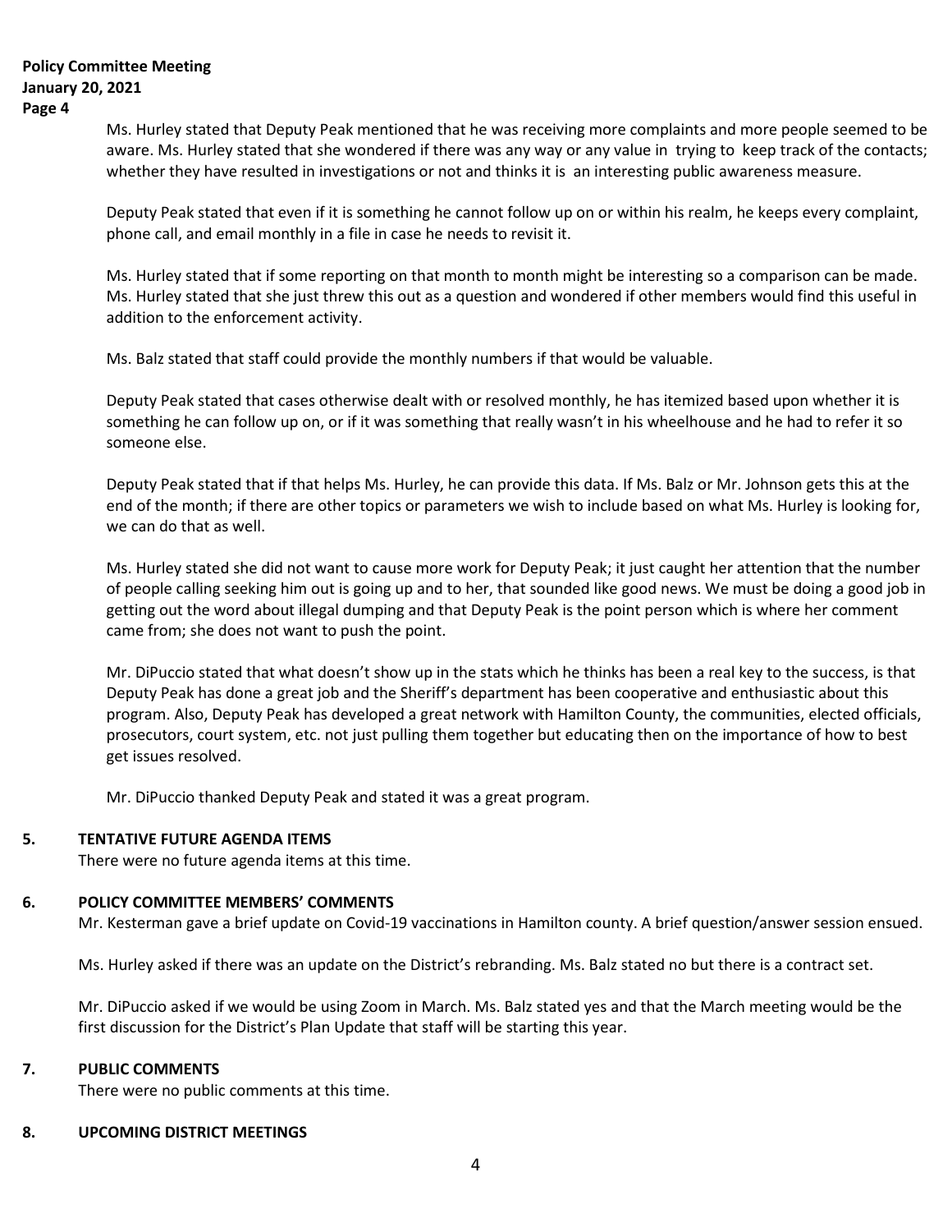Ms. Hurley stated that Deputy Peak mentioned that he was receiving more complaints and more people seemed to be aware. Ms. Hurley stated that she wondered if there was any way or any value in trying to keep track of the contacts; whether they have resulted in investigations or not and thinks it is an interesting public awareness measure.

Deputy Peak stated that even if it is something he cannot follow up on or within his realm, he keeps every complaint, phone call, and email monthly in a file in case he needs to revisit it.

Ms. Hurley stated that if some reporting on that month to month might be interesting so a comparison can be made. Ms. Hurley stated that she just threw this out as a question and wondered if other members would find this useful in addition to the enforcement activity.

Ms. Balz stated that staff could provide the monthly numbers if that would be valuable.

Deputy Peak stated that cases otherwise dealt with or resolved monthly, he has itemized based upon whether it is something he can follow up on, or if it was something that really wasn't in his wheelhouse and he had to refer it so someone else.

Deputy Peak stated that if that helps Ms. Hurley, he can provide this data. If Ms. Balz or Mr. Johnson gets this at the end of the month; if there are other topics or parameters we wish to include based on what Ms. Hurley is looking for, we can do that as well.

Ms. Hurley stated she did not want to cause more work for Deputy Peak; it just caught her attention that the number of people calling seeking him out is going up and to her, that sounded like good news. We must be doing a good job in getting out the word about illegal dumping and that Deputy Peak is the point person which is where her comment came from; she does not want to push the point.

Mr. DiPuccio stated that what doesn't show up in the stats which he thinks has been a real key to the success, is that Deputy Peak has done a great job and the Sheriff's department has been cooperative and enthusiastic about this program. Also, Deputy Peak has developed a great network with Hamilton County, the communities, elected officials, prosecutors, court system, etc. not just pulling them together but educating then on the importance of how to best get issues resolved.

Mr. DiPuccio thanked Deputy Peak and stated it was a great program.

## 5. TENTATIVE FUTURE AGENDA ITEMS

There were no future agenda items at this time.

## 6. POLICY COMMITTEE MEMBERS' COMMENTS

Mr. Kesterman gave a brief update on Covid-19 vaccinations in Hamilton county. A brief question/answer session ensued.

Ms. Hurley asked if there was an update on the District's rebranding. Ms. Balz stated no but there is a contract set.

Mr. DiPuccio asked if we would be using Zoom in March. Ms. Balz stated yes and that the March meeting would be the first discussion for the District's Plan Update that staff will be starting this year.

## 7. PUBLIC COMMENTS

There were no public comments at this time.

## 8. UPCOMING DISTRICT MEETINGS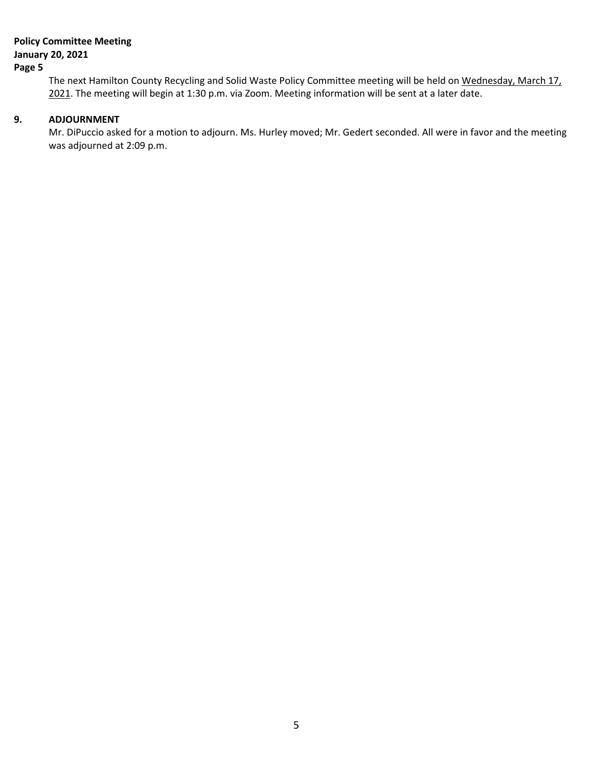The next Hamilton County Recycling and Solid Waste Policy Committee meeting will be held on Wednesday, March 17, 2021. The meeting will begin at 1:30 p.m. via Zoom. Meeting information will be sent at a later date.

## 9. ADJOURNMENT

Mr. DiPuccio asked for a motion to adjourn. Ms. Hurley moved; Mr. Gedert seconded. All were in favor and the meeting was adjourned at 2:09 p.m.